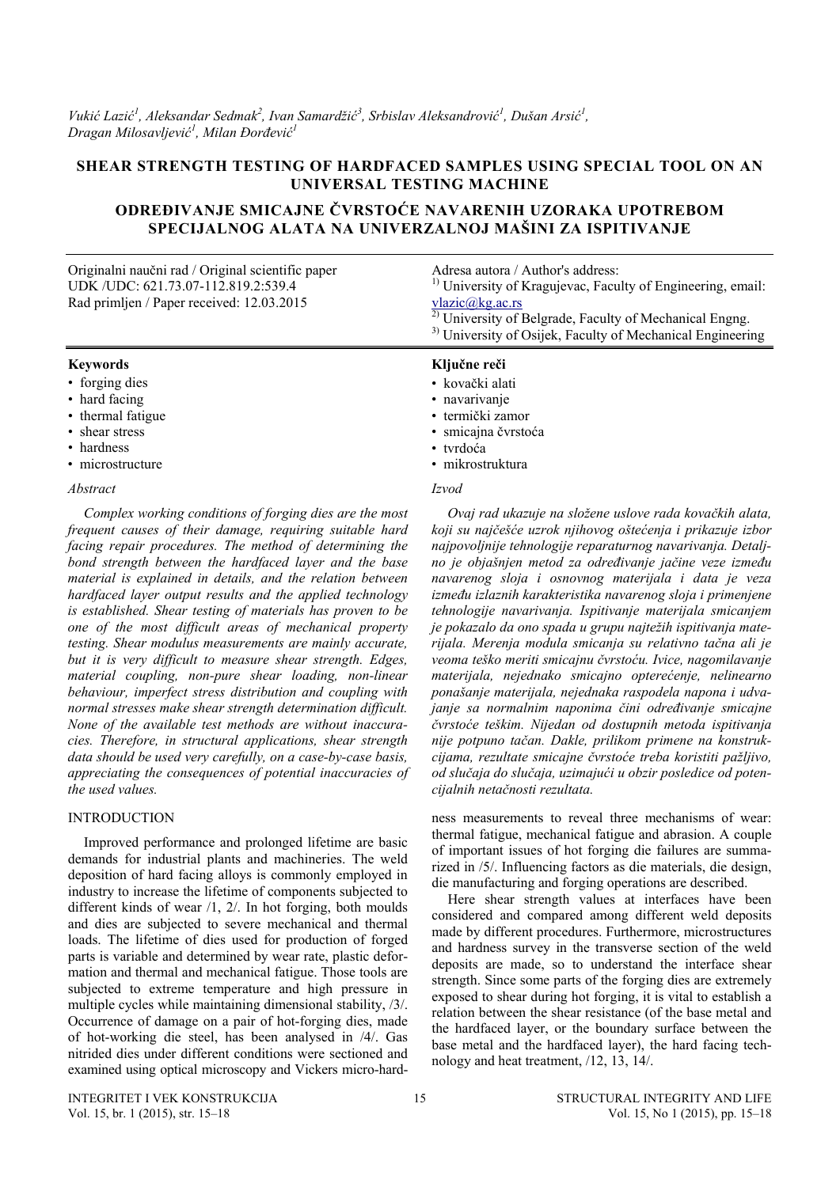*Vukić Lazić[1], Aleksandar Sedmak[2], Ivan Samardžić[3], Srbislav Aleksandrović[1], Dušan Arsić[1], Dragan Milosavljević[1], Milan Đorđević[1]*

# SHEAR STRENGTH TESTING OF HARDFACED SAMPLES USING SPECIAL TOOL ON AN UNIVERSAL TESTING MACHINE

# ODREĐIVANJE SMICAJNE ČVRSTOĆE NAVARENIH UZORAKA UPOTREBOM SPECIJALNOG ALATA NA UNIVERZALNOJ MAŠINI ZA ISPITIVANJE

Originalni naučni rad / Original scientific paper
UDK /UDC: 621.73.07-112.819.2:539.4
Rad primljen / Paper received: 12.03.2015

Adresa autora / Author's address:
[1] University of Kragujevac, Faculty of Engineering, email: vlazic@kg.ac.rs
[2] University of Belgrade, Faculty of Mechanical Engng.
[3] University of Osijek, Faculty of Mechanical Engineering

**Keywords**

- forging dies
- hard facing
- thermal fatigue
- shear stress
- hardness
- microstructure

*Abstract*

*Complex working conditions of forging dies are the most frequent causes of their damage, requiring suitable hard facing repair procedures. The method of determining the bond strength between the hardfaced layer and the base material is explained in details, and the relation between hardfaced layer output results and the applied technology is established. Shear testing of materials has proven to be one of the most difficult areas of mechanical property testing. Shear modulus measurements are mainly accurate, but it is very difficult to measure shear strength. Edges, material coupling, non-pure shear loading, non-linear behaviour, imperfect stress distribution and coupling with normal stresses make shear strength determination difficult. None of the available test methods are without inaccuracies. Therefore, in structural applications, shear strength data should be used very carefully, on a case-by-case basis, appreciating the consequences of potential inaccuracies of the used values.*

**Ključne reči**

- kovački alati
- navarivanje
- termički zamor
- smicajna čvrstoća
- tvrdoća
- mikrostruktura

*Izvod*

*Ovaj rad ukazuje na složene uslove rada kovačkih alata, koji su najčešće uzrok njihovog oštećenja i prikazuje izbor najpovoljnije tehnologije reparaturnog navarivanja. Detaljno je objašnjen metod za određivanje jačine veze između navarenog sloja i osnovnog materijala i data je veza između izlaznih karakteristika navarenog sloja i primenjene tehnologije navarivanja. Ispitivanje materijala smicanjem je pokazalo da ono spada u grupu najtežih ispitivanja materijala. Merenja modula smicanja su relativno tačna ali je veoma teško meriti smicajnu čvrstoću. Ivice, nagomilavanje materijala, nejednako smicajno opterećenje, nelinearno ponašanje materijala, nejednaka raspodela napona i udvajanje sa normalnim naponima čini određivanje smicajne čvrstoće teškim. Nijedan od dostupnih metoda ispitivanja nije potpuno tačan. Dakle, prilikom primene na konstrukcijama, rezultate smicajne čvrstoće treba koristiti pažljivo, od slučaja do slučaja, uzimajući u obzir posledice od potencijalnih netačnosti rezultata.*

## INTRODUCTION

Improved performance and prolonged lifetime are basic demands for industrial plants and machineries. The weld deposition of hard facing alloys is commonly employed in industry to increase the lifetime of components subjected to different kinds of wear /1, 2/. In hot forging, both moulds and dies are subjected to severe mechanical and thermal loads. The lifetime of dies used for production of forged parts is variable and determined by wear rate, plastic deformation and thermal and mechanical fatigue. Those tools are subjected to extreme temperature and high pressure in multiple cycles while maintaining dimensional stability, /3/. Occurrence of damage on a pair of hot-forging dies, made of hot-working die steel, has been analysed in /4/. Gas nitrided dies under different conditions were sectioned and examined using optical microscopy and Vickers micro-hardness measurements to reveal three mechanisms of wear: thermal fatigue, mechanical fatigue and abrasion. A couple of important issues of hot forging die failures are summarized in /5/. Influencing factors as die materials, die design, die manufacturing and forging operations are described.

Here shear strength values at interfaces have been considered and compared among different weld deposits made by different procedures. Furthermore, microstructures and hardness survey in the transverse section of the weld deposits are made, so to understand the interface shear strength. Since some parts of the forging dies are extremely exposed to shear during hot forging, it is vital to establish a relation between the shear resistance (of the base metal and the hardfaced layer, or the boundary surface between the base metal and the hardfaced layer), the hard facing technology and heat treatment, /12, 13, 14/.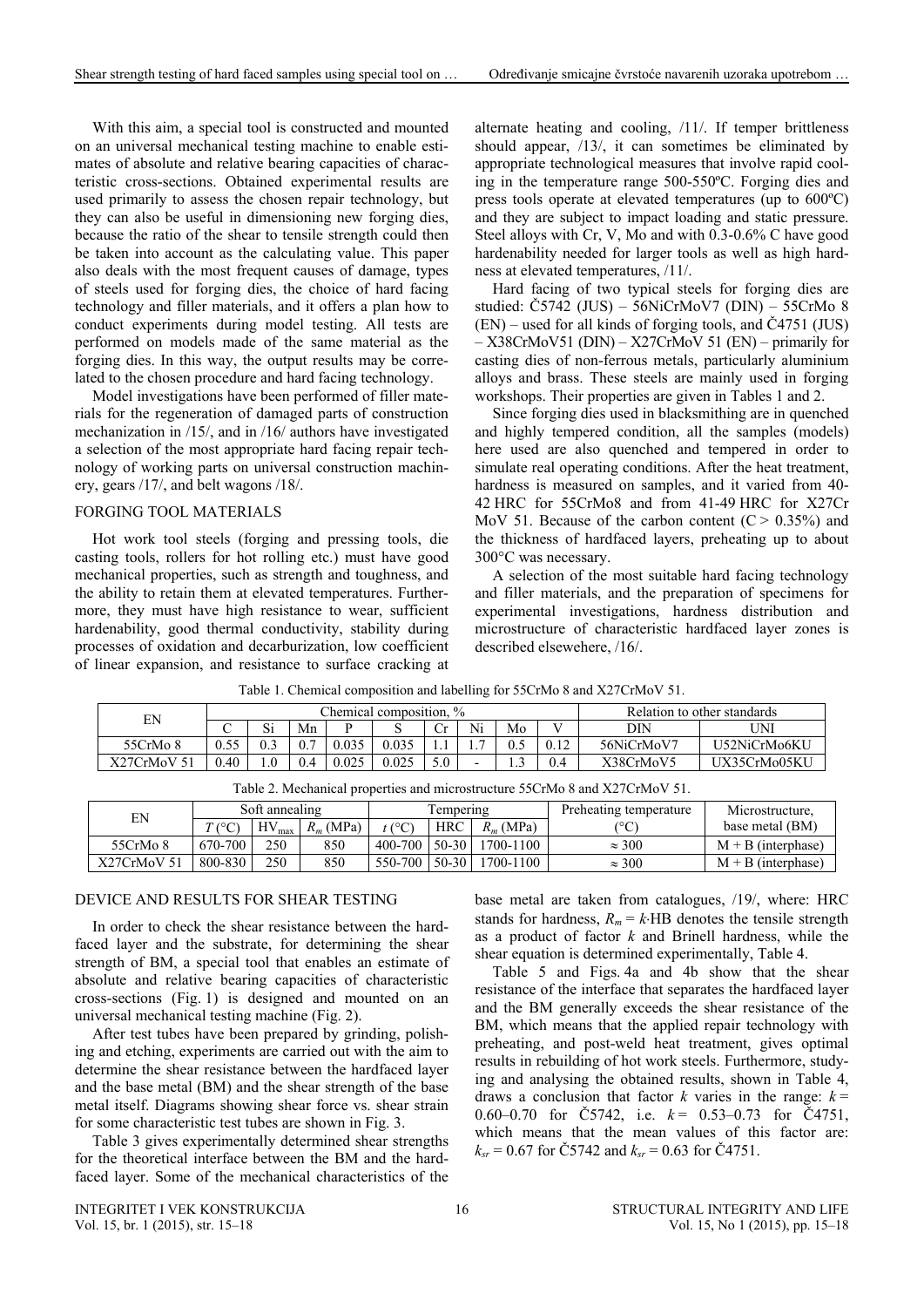With this aim, a special tool is constructed and mounted on an universal mechanical testing machine to enable estimates of absolute and relative bearing capacities of characteristic cross-sections. Obtained experimental results are used primarily to assess the chosen repair technology, but they can also be useful in dimensioning new forging dies, because the ratio of the shear to tensile strength could then be taken into account as the calculating value. This paper also deals with the most frequent causes of damage, types of steels used for forging dies, the choice of hard facing technology and filler materials, and it offers a plan how to conduct experiments during model testing. All tests are performed on models made of the same material as the forging dies. In this way, the output results may be correlated to the chosen procedure and hard facing technology.

Model investigations have been performed of filler materials for the regeneration of damaged parts of construction mechanization in /15/, and in /16/ authors have investigated a selection of the most appropriate hard facing repair technology of working parts on universal construction machinery, gears /17/, and belt wagons /18/.

## FORGING TOOL MATERIALS

Hot work tool steels (forging and pressing tools, die casting tools, rollers for hot rolling etc.) must have good mechanical properties, such as strength and toughness, and the ability to retain them at elevated temperatures. Furthermore, they must have high resistance to wear, sufficient hardenability, good thermal conductivity, stability during processes of oxidation and decarburization, low coefficient of linear expansion, and resistance to surface cracking at alternate heating and cooling, /11/. If temper brittleness should appear, /13/, it can sometimes be eliminated by appropriate technological measures that involve rapid cooling in the temperature range 500-550ºC. Forging dies and press tools operate at elevated temperatures (up to 600ºC) and they are subject to impact loading and static pressure. Steel alloys with Cr, V, Mo and with 0.3-0.6% C have good hardenability needed for larger tools as well as high hardness at elevated temperatures, /11/.

Hard facing of two typical steels for forging dies are studied: Č5742 (JUS) – 56NiCrMoV7 (DIN) – 55CrMo 8 (EN) – used for all kinds of forging tools, and Č4751 (JUS) – X38CrMoV51 (DIN) – X27CrMoV 51 (EN) – primarily for casting dies of non-ferrous metals, particularly aluminium alloys and brass. These steels are mainly used in forging workshops. Their properties are given in Tables 1 and 2.

Since forging dies used in blacksmithing are in quenched and highly tempered condition, all the samples (models) here used are also quenched and tempered in order to simulate real operating conditions. After the heat treatment, hardness is measured on samples, and it varied from 40-42 HRC for 55CrMo8 and from 41-49 HRC for X27Cr MoV 51. Because of the carbon content ($C > 0.35\%$) and the thickness of hardfaced layers, preheating up to about 300°C was necessary.

A selection of the most suitable hard facing technology and filler materials, and the preparation of specimens for experimental investigations, hardness distribution and microstructure of characteristic hardfaced layer zones is described elsewehere, /16/.

Table 1. Chemical composition and labelling for 55CrMo 8 and X27CrMoV 51.

| EN | Chemical composition, % | | | | | | | | | Relation to other standards | |
|---|---|---|---|---|---|---|---|---|---|---|---|
| | C | Si | Mn | P | S | Cr | Ni | Mo | V | DIN | UNI |
| 55CrMo 8 | 0.55 | 0.3 | 0.7 | 0.035 | 0.035 | 1.1 | 1.7 | 0.5 | 0.12 | 56NiCrMoV7 | U52NiCrMo6KU |
| X27CrMoV 51 | 0.40 | 1.0 | 0.4 | 0.025 | 0.025 | 5.0 | - | 1.3 | 0.4 | X38CrMoV5 | UX35CrMo05KU |

Table 2. Mechanical properties and microstructure 55CrMo 8 and X27CrMoV 51.

| EN | Soft annealing | | | Tempering | | | Preheating temperature | Microstructure, |
|---|---|---|---|---|---|---|---|---|
| | $T$ (°C) | $HV_{max}$ | $R_m$ (MPa) | $t$ (°C) | HRC | $R_m$ (MPa) | (°C) | base metal (BM) |
| 55CrMo 8 | 670-700 | 250 | 850 | 400-700 | 50-30 | 1700-1100 | ≈ 300 | M + B (interphase) |
| X27CrMoV 51 | 800-830 | 250 | 850 | 550-700 | 50-30 | 1700-1100 | ≈ 300 | M + B (interphase) |

## DEVICE AND RESULTS FOR SHEAR TESTING

In order to check the shear resistance between the hardfaced layer and the substrate, for determining the shear strength of BM, a special tool that enables an estimate of absolute and relative bearing capacities of characteristic cross-sections (Fig. 1) is designed and mounted on an universal mechanical testing machine (Fig. 2).

After test tubes have been prepared by grinding, polishing and etching, experiments are carried out with the aim to determine the shear resistance between the hardfaced layer and the base metal (BM) and the shear strength of the base metal itself. Diagrams showing shear force vs. shear strain for some characteristic test tubes are shown in Fig. 3.

Table 3 gives experimentally determined shear strengths for the theoretical interface between the BM and the hardfaced layer. Some of the mechanical characteristics of the base metal are taken from catalogues, /19/, where: HRC stands for hardness, $R_m = k{\cdot}HB$ denotes the tensile strength as a product of factor $k$ and Brinell hardness, while the shear equation is determined experimentally, Table 4.

Table 5 and Figs. 4a and 4b show that the shear resistance of the interface that separates the hardfaced layer and the BM generally exceeds the shear resistance of the BM, which means that the applied repair technology with preheating, and post-weld heat treatment, gives optimal results in rebuilding of hot work steels. Furthermore, studying and analysing the obtained results, shown in Table 4, draws a conclusion that factor $k$ varies in the range: $k = 0.60–0.70$ for Č5742, i.e. $k = 0.53–0.73$ for Č4751, which means that the mean values of this factor are: $k_{sr} = 0.67$ for Č5742 and $k_{sr} = 0.63$ for Č4751.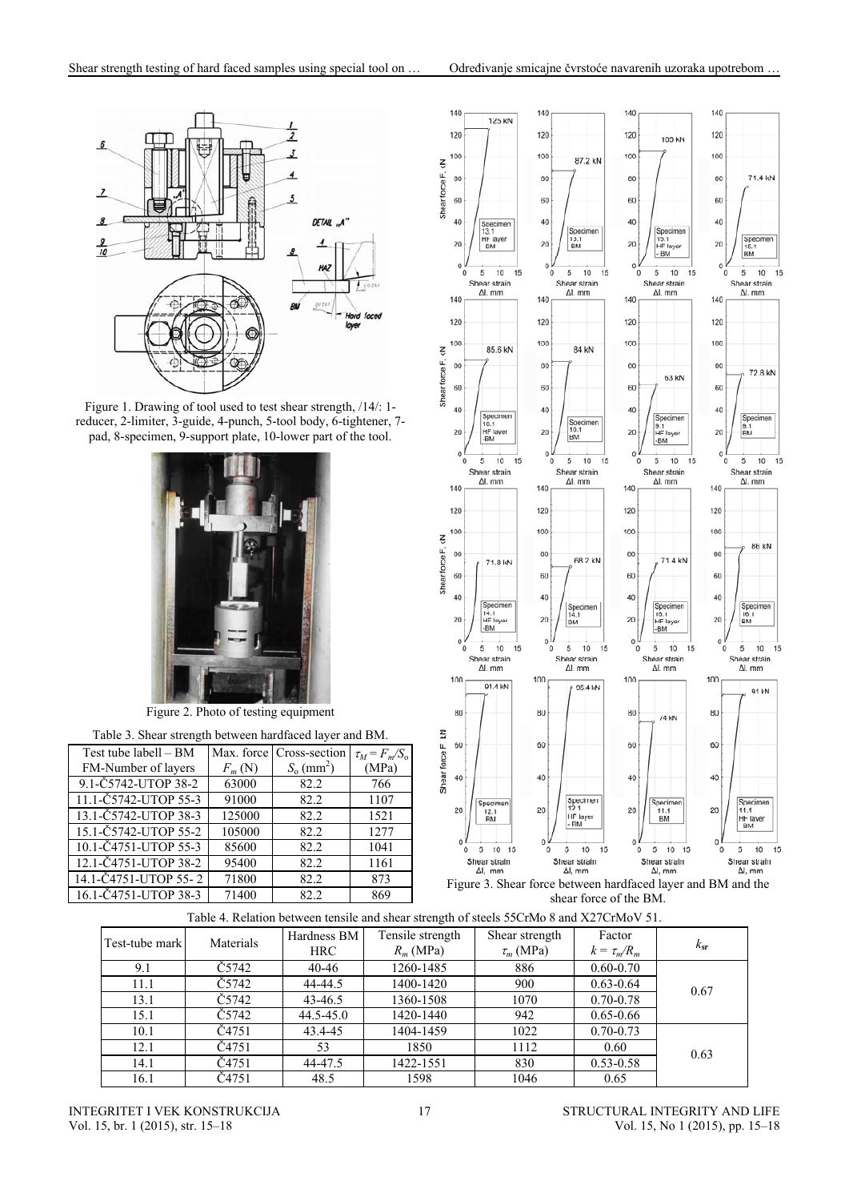Figure 1. Drawing of tool used to test shear strength, /14/: 1-reducer, 2-limiter, 3-guide, 4-punch, 5-tool body, 6-tightener, 7-pad, 8-specimen, 9-support plate, 10-lower part of the tool.

Figure 2. Photo of testing equipment

Table 3. Shear strength between hardfaced layer and BM.

| Test tube labell – BM FM-Number of layers | Max. force $F_m$ (N) | Cross-section $S_o$ (mm$^2$) | $\tau_M = F_m/S_o$ (MPa) |
|---|---|---|---|
| 9.1-Č5742-UTOP 38-2 | 63000 | 82.2 | 766 |
| 11.1-Č5742-UTOP 55-3 | 91000 | 82.2 | 1107 |
| 13.1-Č5742-UTOP 38-3 | 125000 | 82.2 | 1521 |
| 15.1-Č5742-UTOP 55-2 | 105000 | 82.2 | 1277 |
| 10.1-Č4751-UTOP 55-3 | 85600 | 82.2 | 1041 |
| 12.1-Č4751-UTOP 38-2 | 95400 | 82.2 | 1161 |
| 14.1-Č4751-UTOP 55- 2 | 71800 | 82.2 | 873 |
| 16.1-Č4751-UTOP 38-3 | 71400 | 82.2 | 869 |

Figure 3. Shear force between hardfaced layer and BM and the shear force of the BM.

Table 4. Relation between tensile and shear strength of steels 55CrMo 8 and X27CrMoV 51.

| Test-tube mark | Materials | Hardness BM HRC | Tensile strength $R_m$ (MPa) | Shear strength $\tau_m$ (MPa) | Factor $k = \tau_m/R_m$ | $k_{sr}$ |
|---|---|---|---|---|---|---|
| 9.1 | Č5742 | 40-46 | 1260-1485 | 886 | 0.60-0.70 | |
| 11.1 | Č5742 | 44-44.5 | 1400-1420 | 900 | 0.63-0.64 | 0.67 |
| 13.1 | Č5742 | 43-46.5 | 1360-1508 | 1070 | 0.70-0.78 | |
| 15.1 | Č5742 | 44.5-45.0 | 1420-1440 | 942 | 0.65-0.66 | |
| 10.1 | Č4751 | 43.4-45 | 1404-1459 | 1022 | 0.70-0.73 | |
| 12.1 | Č4751 | 53 | 1850 | 1112 | 0.60 | 0.63 |
| 14.1 | Č4751 | 44-47.5 | 1422-1551 | 830 | 0.53-0.58 | |
| 16.1 | Č4751 | 48.5 | 1598 | 1046 | 0.65 | |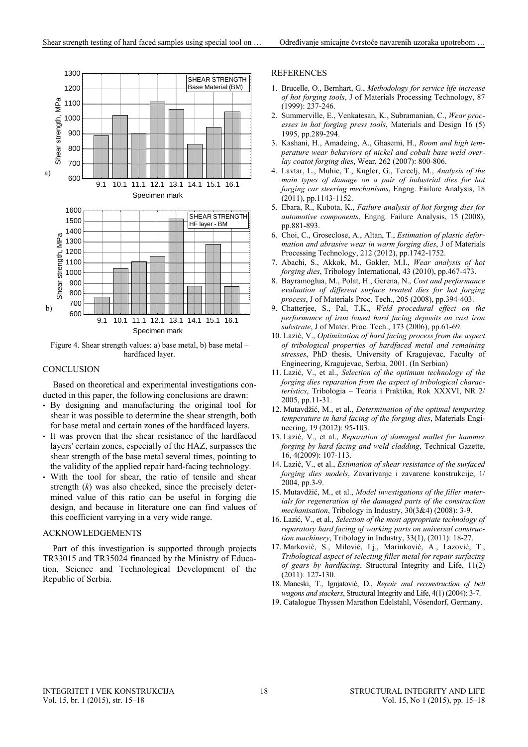a)

1300
1200
1100
1000
900
800
700
600

Shear strength, MPa

SHEAR STRENGTH
Base Material (BM)

9.1 10.1 11.1 12.1 13.1 14.1 15.1 16.1

Specimen mark

b)

1600
1500
1400
1300
1200
1100
1000
900
800
700
600

Shear strength, MPa

SHEAR STRENGTH
HF layer - BM

9.1 10.1 11.1 12.1 13.1 14.1 15.1 16.1

Specimen mark

Figure 4. Shear strength values: a) base metal, b) base metal – hardfaced layer.

## CONCLUSION

Based on theoretical and experimental investigations conducted in this paper, the following conclusions are drawn:

- By designing and manufacturing the original tool for shear it was possible to determine the shear strength, both for base metal and certain zones of the hardfaced layers.
- It was proven that the shear resistance of the hardfaced layers' certain zones, especially of the HAZ, surpasses the shear strength of the base metal several times, pointing to the validity of the applied repair hard-facing technology.
- With the tool for shear, the ratio of tensile and shear strength ($k$) was also checked, since the precisely determined value of this ratio can be useful in forging die design, and because in literature one can find values of this coefficient varrying in a very wide range.

## ACKNOWLEDGEMENTS

Part of this investigation is supported through projects TR33015 and TR35024 financed by the Ministry of Education, Science and Technological Development of the Republic of Serbia.

## REFERENCES

1. Brucelle, O., Bernhart, G., *Methodology for service life increase of hot forging tools*, J of Materials Processing Technology, 87 (1999): 237-246.
2. Summerville, E., Venkatesan, K., Subramanian, C., *Wear processes in hot forging press tools*, Materials and Design 16 (5) 1995, pp.289-294.
3. Kashani, H., Amadeing, A., Ghasemi, H., *Room and high temperature wear behaviors of nickel and cobalt base weld overlay coatot forging dies*, Wear, 262 (2007): 800-806.
4. Lavtar, L., Muhic, T., Kugler, G., Tercelj, M., *Analysis of the main types of damage on a pair of industrial dies for hot forging car steering mechanisms*, Engng. Failure Analysis, 18 (2011), pp.1143-1152.
5. Ebara, R., Kubota, K., *Failure analysis of hot forging dies for automotive components*, Engng. Failure Analysis, 15 (2008), pp.881-893.
6. Choi, C., Groseclose, A., Altan, T., *Estimation of plastic deformation and abrasive wear in warm forging dies*, J of Materials Processing Technology, 212 (2012), pp.1742-1752.
7. Abachi, S., Akkok, M., Gokler, M.I., *Wear analysis of hot forging dies*, Tribology International, 43 (2010), pp.467-473.
8. Bayramoglua, M., Polat, H., Gerena, N., *Cost and performance evaluation of different surface treated dies for hot forging process*, J of Materials Proc. Tech., 205 (2008), pp.394-403.
9. Chatterjee, S., Pal, T.K., *Weld procedural effect on the performance of iron based hard facing deposits on cast iron substrate*, J of Mater. Proc. Tech., 173 (2006), pp.61-69.
10. Lazić, V., *Optimization of hard facing process from the aspect of tribological properties of hardfaced metal and remaining stresses*, PhD thesis, University of Kragujevac, Faculty of Engineering, Kragujevac, Serbia, 2001. (In Serbian)
11. Lazić, V., et al., *Selection of the optimum technology of the forging dies reparation from the aspect of tribological characteristics*, Tribologia – Teoria i Praktika, Rok XXXVI, NR 2/ 2005, pp.11-31.
12. Mutavdžić, M., et al., *Determination of the optimal tempering temperature in hard facing of the forging dies*, Materials Engineering, 19 (2012): 95-103.
13. Lazić, V., et al., *Reparation of damaged mallet for hammer forging by hard facing and weld cladding*, Technical Gazette, 16, 4(2009): 107-113.
14. Lazić, V., et al., *Estimation of shear resistance of the surfaced forging dies models*, Zavarivanje i zavarene konstrukcije, 1/ 2004, pp.3-9.
15. Mutavdžić, M., et al., *Model investigations of the filler materials for regeneration of the damaged parts of the construction mechanisation*, Tribology in Industry, 30(3&4) (2008): 3-9.
16. Lazić, V., et al., *Selection of the most appropriate technology of reparatory hard facing of working parts on universal construction machinery*, Tribology in Industry, 33(1), (2011): 18-27.
17. Marković, S., Milović, Lj., Marinković, A., Lazović, T., *Tribological aspect of selecting filler metal for repair surfacing of gears by hardfacing*, Structural Integrity and Life, 11(2) (2011): 127-130.
18. Maneski, T., Ignjatović, D., *Repair and reconstruction of belt wagons and stackers*, Structural Integrity and Life, 4(1) (2004): 3-7.
19. Catalogue Thyssen Marathon Edelstahl, Vösendorf, Germany.